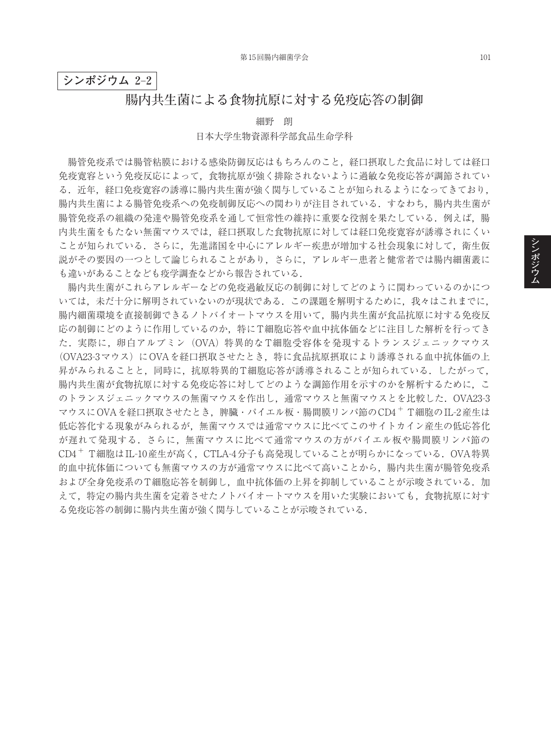**シンポジウム 2–2**

# 腸内共生菌による食物抗原に対する免疫応答の制御

細野　朗

日本大学生物資源科学部食品生命学科

腸管免疫系では腸管粘膜における感染防御反応はもちろんのこと，経口摂取した食品に対しては経口免疫寛容という免疫反応によって，食物抗原が強く排除されないように過敏な免疫応答が調節されている．近年，経口免疫寛容の誘導に腸内共生菌が強く関与していることが知られるようになってきており，腸内共生菌による腸管免疫系への免疫制御反応への関わりが注目されている．すなわち，腸内共生菌が腸管免疫系の組織の発達や腸管免疫系を通して恒常性の維持に重要な役割を果たしている．例えば，腸内共生菌をもたない無菌マウスでは，経口摂取した食物抗原に対しては経口免疫寛容が誘導されにくいことが知られている．さらに，先進諸国を中心にアレルギー疾患が増加する社会現象に対して，衛生仮説がその要因の一つとして論じられることがあり，さらに，アレルギー患者と健常者では腸内細菌叢にも違いがあることなども疫学調査などから報告されている．

腸内共生菌がこれらアレルギーなどの免疫過敏反応の制御に対してどのように関わっているのかについては，未だ十分に解明されていないのが現状である．この課題を解明するために，我々はこれまでに，腸内細菌環境を直接制御できるノトバイオートマウスを用いて，腸内共生菌が食品抗原に対する免疫反応の制御にどのように作用しているのか，特にT細胞応答や血中抗体価などに注目した解析を行ってきた．実際に，卵白アルブミン（OVA）特異的なT細胞受容体を発現するトランスジェニックマウス（OVA23-3マウス）にOVAを経口摂取させたとき，特に食品抗原摂取により誘導される血中抗体価の上昇がみられることと，同時に，抗原特異的T細胞応答が誘導されることが知られている．したがって，腸内共生菌が食物抗原に対する免疫応答に対してどのような調節作用を示すのかを解析するために，このトランスジェニックマウスの無菌マウスを作出し，通常マウスと無菌マウスとを比較した．OVA23-3マウスにOVAを経口摂取させたとき，脾臓・パイエル板・腸間膜リンパ節の$CD4^+$ T細胞のIL-2産生は低応答化する現象がみられるが，無菌マウスでは通常マウスに比べてこのサイトカイン産生の低応答化が遅れて発現する．さらに，無菌マウスに比べて通常マウスの方がパイエル板や腸間膜リンパ節の$CD4^+$ T細胞はIL-10産生が高く，CTLA-4分子も高発現していることが明らかになっている．OVA特異的血中抗体価についても無菌マウスの方が通常マウスに比べて高いことから，腸内共生菌が腸管免疫系および全身免疫系のT細胞応答を制御し，血中抗体価の上昇を抑制していることが示唆されている．加えて，特定の腸内共生菌を定着させたノトバイオートマウスを用いた実験においても，食物抗原に対する免疫応答の制御に腸内共生菌が強く関与していることが示唆されている．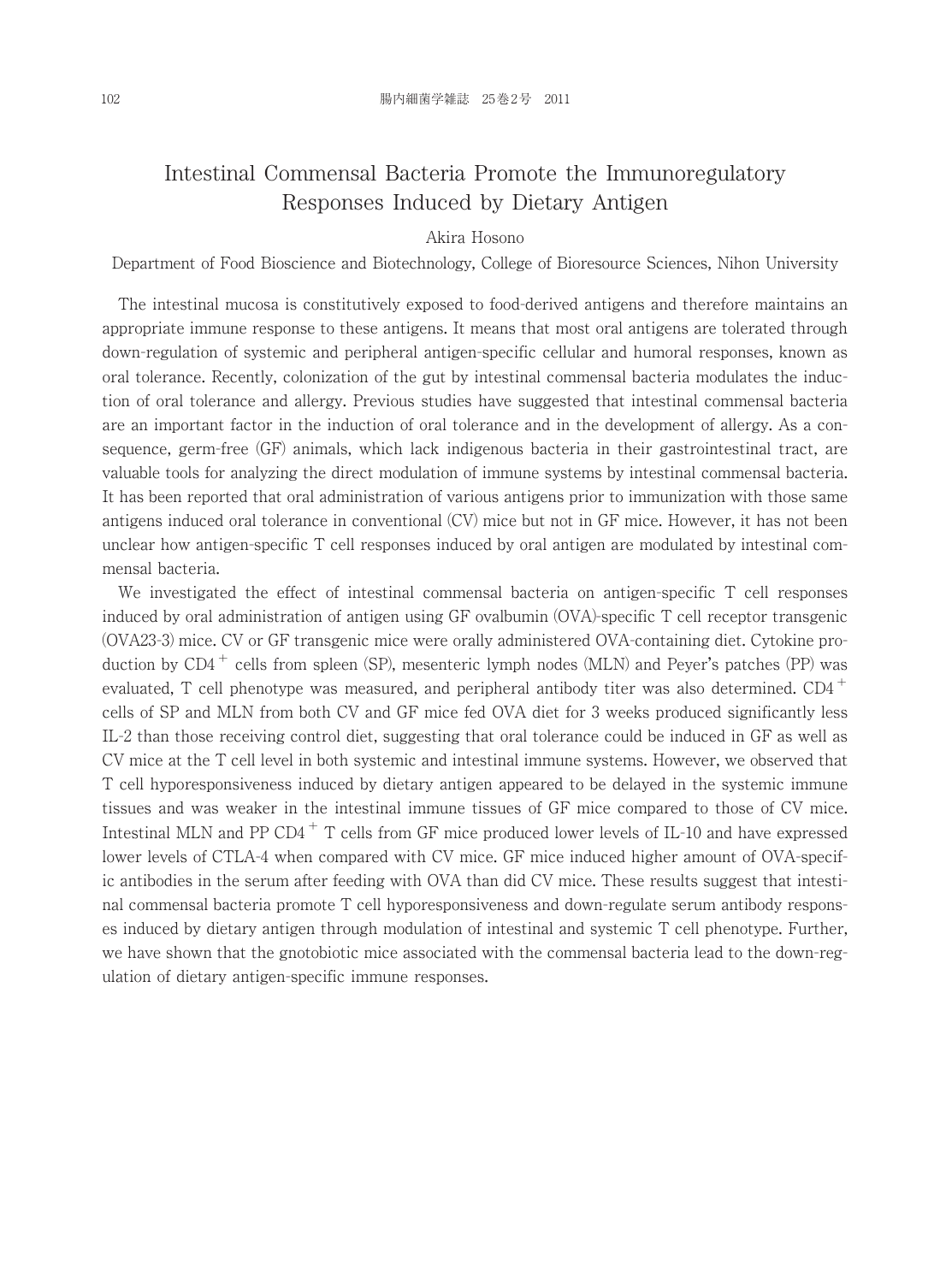# Intestinal Commensal Bacteria Promote the Immunoregulatory Responses Induced by Dietary Antigen

Akira Hosono

Department of Food Bioscience and Biotechnology, College of Bioresource Sciences, Nihon University

The intestinal mucosa is constitutively exposed to food-derived antigens and therefore maintains an appropriate immune response to these antigens. It means that most oral antigens are tolerated through down-regulation of systemic and peripheral antigen-specific cellular and humoral responses, known as oral tolerance. Recently, colonization of the gut by intestinal commensal bacteria modulates the induction of oral tolerance and allergy. Previous studies have suggested that intestinal commensal bacteria are an important factor in the induction of oral tolerance and in the development of allergy. As a consequence, germ-free (GF) animals, which lack indigenous bacteria in their gastrointestinal tract, are valuable tools for analyzing the direct modulation of immune systems by intestinal commensal bacteria. It has been reported that oral administration of various antigens prior to immunization with those same antigens induced oral tolerance in conventional (CV) mice but not in GF mice. However, it has not been unclear how antigen-specific T cell responses induced by oral antigen are modulated by intestinal commensal bacteria.

We investigated the effect of intestinal commensal bacteria on antigen-specific T cell responses induced by oral administration of antigen using GF ovalbumin (OVA)-specific T cell receptor transgenic (OVA23-3) mice. CV or GF transgenic mice were orally administered OVA-containing diet. Cytokine production by $CD4^+$ cells from spleen (SP), mesenteric lymph nodes (MLN) and Peyer's patches (PP) was evaluated, T cell phenotype was measured, and peripheral antibody titer was also determined. $CD4^+$ cells of SP and MLN from both CV and GF mice fed OVA diet for 3 weeks produced significantly less IL-2 than those receiving control diet, suggesting that oral tolerance could be induced in GF as well as CV mice at the T cell level in both systemic and intestinal immune systems. However, we observed that T cell hyporesponsiveness induced by dietary antigen appeared to be delayed in the systemic immune tissues and was weaker in the intestinal immune tissues of GF mice compared to those of CV mice. Intestinal MLN and PP $CD4^+$ T cells from GF mice produced lower levels of IL-10 and have expressed lower levels of CTLA-4 when compared with CV mice. GF mice induced higher amount of OVA-specific antibodies in the serum after feeding with OVA than did CV mice. These results suggest that intestinal commensal bacteria promote T cell hyporesponsiveness and down-regulate serum antibody responses induced by dietary antigen through modulation of intestinal and systemic T cell phenotype. Further, we have shown that the gnotobiotic mice associated with the commensal bacteria lead to the down-regulation of dietary antigen-specific immune responses.